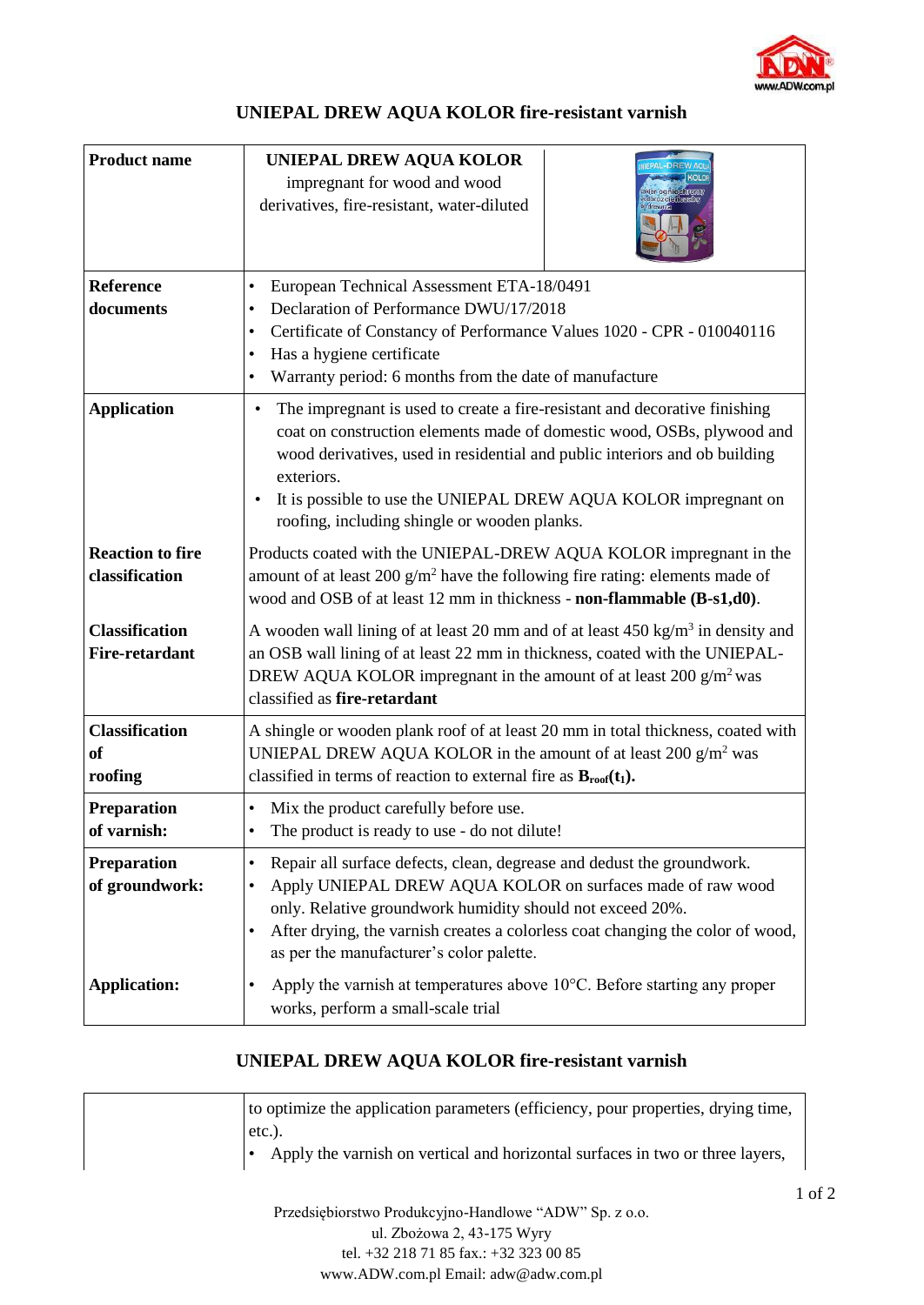# UNIEPAL DREW AQUA KOLOR fire-resistant varnish

| | |
|---|---|
| **Product name** | **UNIEPAL DREW AQUA KOLOR** impregnant for wood and wood derivatives, fire-resistant, water-diluted |
| **Reference documents** | • European Technical Assessment ETA-18/0491<br>• Declaration of Performance DWU/17/2018<br>• Certificate of Constancy of Performance Values 1020 - CPR - 010040116<br>• Has a hygiene certificate<br>• Warranty period: 6 months from the date of manufacture |
| **Application** | • The impregnant is used to create a fire-resistant and decorative finishing coat on construction elements made of domestic wood, OSBs, plywood and wood derivatives, used in residential and public interiors and ob building exteriors.<br>• It is possible to use the UNIEPAL DREW AQUA KOLOR impregnant on roofing, including shingle or wooden planks. |
| **Reaction to fire classification** | Products coated with the UNIEPAL-DREW AQUA KOLOR impregnant in the amount of at least 200 g/m$^2$ have the following fire rating: elements made of wood and OSB of at least 12 mm in thickness - **non-flammable (B-s1,d0)**. |
| **Classification Fire-retardant** | A wooden wall lining of at least 20 mm and of at least 450 kg/m$^3$ in density and an OSB wall lining of at least 22 mm in thickness, coated with the UNIEPAL-DREW AQUA KOLOR impregnant in the amount of at least 200 g/m$^2$ was classified as **fire-retardant** |
| **Classification of roofing** | A shingle or wooden plank roof of at least 20 mm in total thickness, coated with UNIEPAL DREW AQUA KOLOR in the amount of at least 200 g/m$^2$ was classified in terms of reaction to external fire as **$B_{roof}(t_1)$.** |
| **Preparation of varnish:** | • Mix the product carefully before use.<br>• The product is ready to use - do not dilute! |
| **Preparation of groundwork:** | • Repair all surface defects, clean, degrease and dedust the groundwork.<br>• Apply UNIEPAL DREW AQUA KOLOR on surfaces made of raw wood only. Relative groundwork humidity should not exceed 20%.<br>• After drying, the varnish creates a colorless coat changing the color of wood, as per the manufacturer's color palette. |
| **Application:** | • Apply the varnish at temperatures above 10°C. Before starting any proper works, perform a small-scale trial to optimize the application parameters (efficiency, pour properties, drying time, etc.).<br>• Apply the varnish on vertical and horizontal surfaces in two or three layers, |

Przedsiębiorstwo Produkcyjno-Handlowe "ADW" Sp. z o.o.
ul. Zbożowa 2, 43-175 Wyry
tel. +32 218 71 85 fax.: +32 323 00 85
www.ADW.com.pl Email: adw@adw.com.pl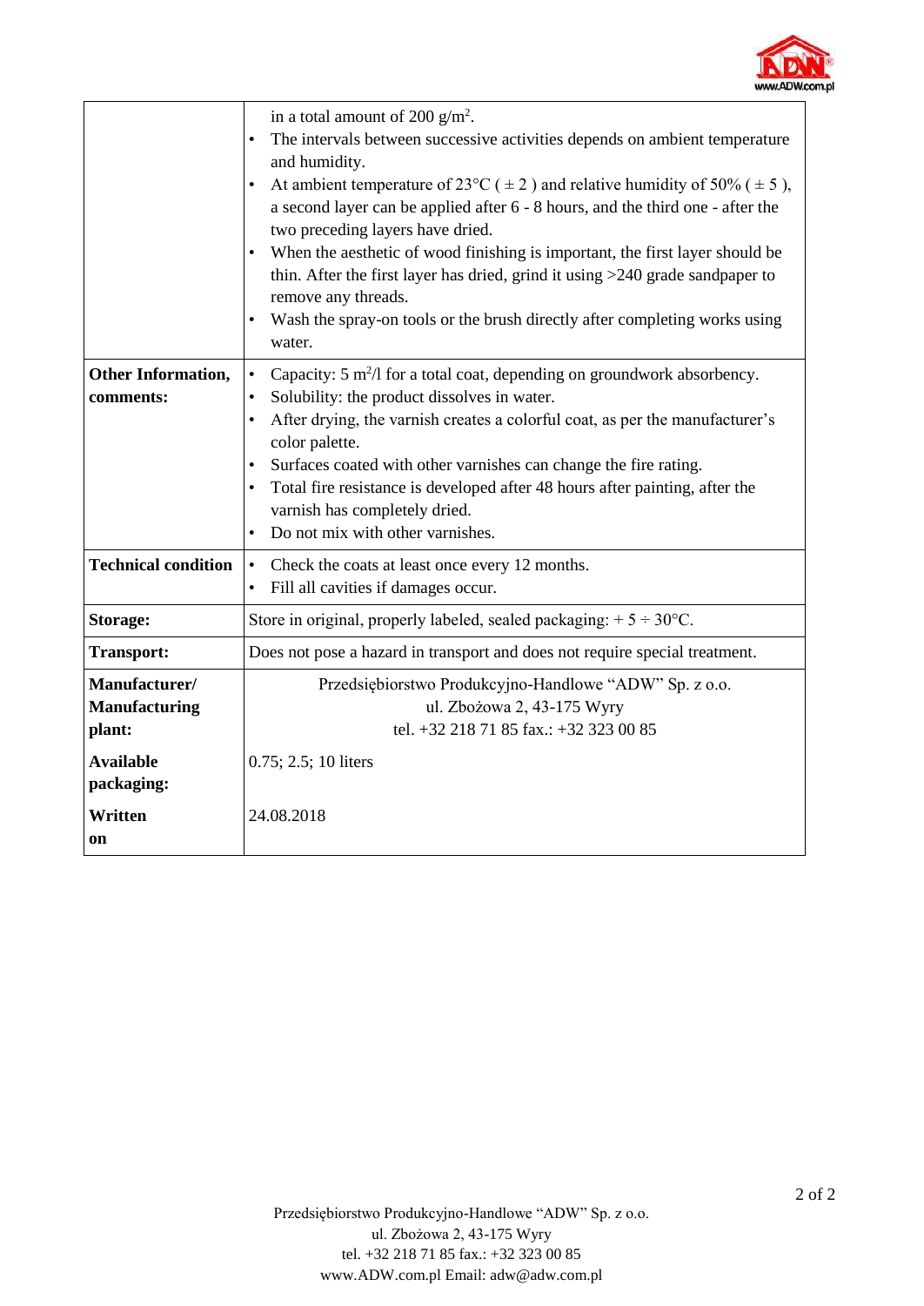| | |
|---|---|
| | in a total amount of 200 g/m$^2$.<br>• The intervals between successive activities depends on ambient temperature and humidity.<br>• At ambient temperature of 23°C ( ± 2 ) and relative humidity of 50% ( ± 5 ), a second layer can be applied after 6 - 8 hours, and the third one - after the two preceding layers have dried.<br>• When the aesthetic of wood finishing is important, the first layer should be thin. After the first layer has dried, grind it using >240 grade sandpaper to remove any threads.<br>• Wash the spray-on tools or the brush directly after completing works using water. |
| **Other Information, comments:** | • Capacity: 5 m$^2$/l for a total coat, depending on groundwork absorbency.<br>• Solubility: the product dissolves in water.<br>• After drying, the varnish creates a colorful coat, as per the manufacturer's color palette.<br>• Surfaces coated with other varnishes can change the fire rating.<br>• Total fire resistance is developed after 48 hours after painting, after the varnish has completely dried.<br>• Do not mix with other varnishes. |
| **Technical condition** | • Check the coats at least once every 12 months.<br>• Fill all cavities if damages occur. |
| **Storage:** | Store in original, properly labeled, sealed packaging: + 5 ÷ 30°C. |
| **Transport:** | Does not pose a hazard in transport and does not require special treatment. |
| **Manufacturer/ Manufacturing plant:** | Przedsiębiorstwo Produkcyjno-Handlowe "ADW" Sp. z o.o.<br>ul. Zbożowa 2, 43-175 Wyry<br>tel. +32 218 71 85 fax.: +32 323 00 85 |
| **Available packaging:** | 0.75; 2.5; 10 liters |
| **Written on** | 24.08.2018 |